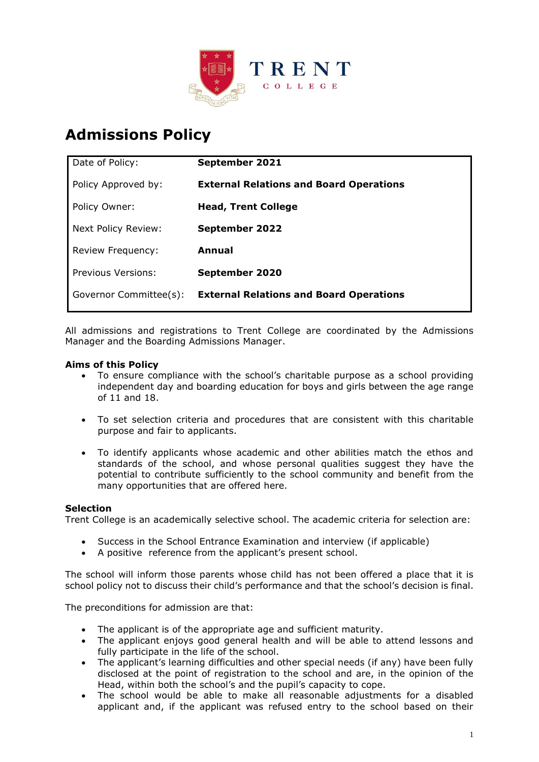# Admissions Policy

| Date of Policy: | **September 2021** |
|---|---|
| Policy Approved by: | **External Relations and Board Operations** |
| Policy Owner: | **Head, Trent College** |
| Next Policy Review: | **September 2022** |
| Review Frequency: | **Annual** |
| Previous Versions: | **September 2020** |
| Governor Committee(s): | **External Relations and Board Operations** |

All admissions and registrations to Trent College are coordinated by the Admissions Manager and the Boarding Admissions Manager.

**Aims of this Policy**

- To ensure compliance with the school's charitable purpose as a school providing independent day and boarding education for boys and girls between the age range of 11 and 18.
- To set selection criteria and procedures that are consistent with this charitable purpose and fair to applicants.
- To identify applicants whose academic and other abilities match the ethos and standards of the school, and whose personal qualities suggest they have the potential to contribute sufficiently to the school community and benefit from the many opportunities that are offered here.

**Selection**

Trent College is an academically selective school. The academic criteria for selection are:

- Success in the School Entrance Examination and interview (if applicable)
- A positive reference from the applicant's present school.

The school will inform those parents whose child has not been offered a place that it is school policy not to discuss their child's performance and that the school's decision is final.

The preconditions for admission are that:

- The applicant is of the appropriate age and sufficient maturity.
- The applicant enjoys good general health and will be able to attend lessons and fully participate in the life of the school.
- The applicant's learning difficulties and other special needs (if any) have been fully disclosed at the point of registration to the school and are, in the opinion of the Head, within both the school's and the pupil's capacity to cope.
- The school would be able to make all reasonable adjustments for a disabled applicant and, if the applicant was refused entry to the school based on their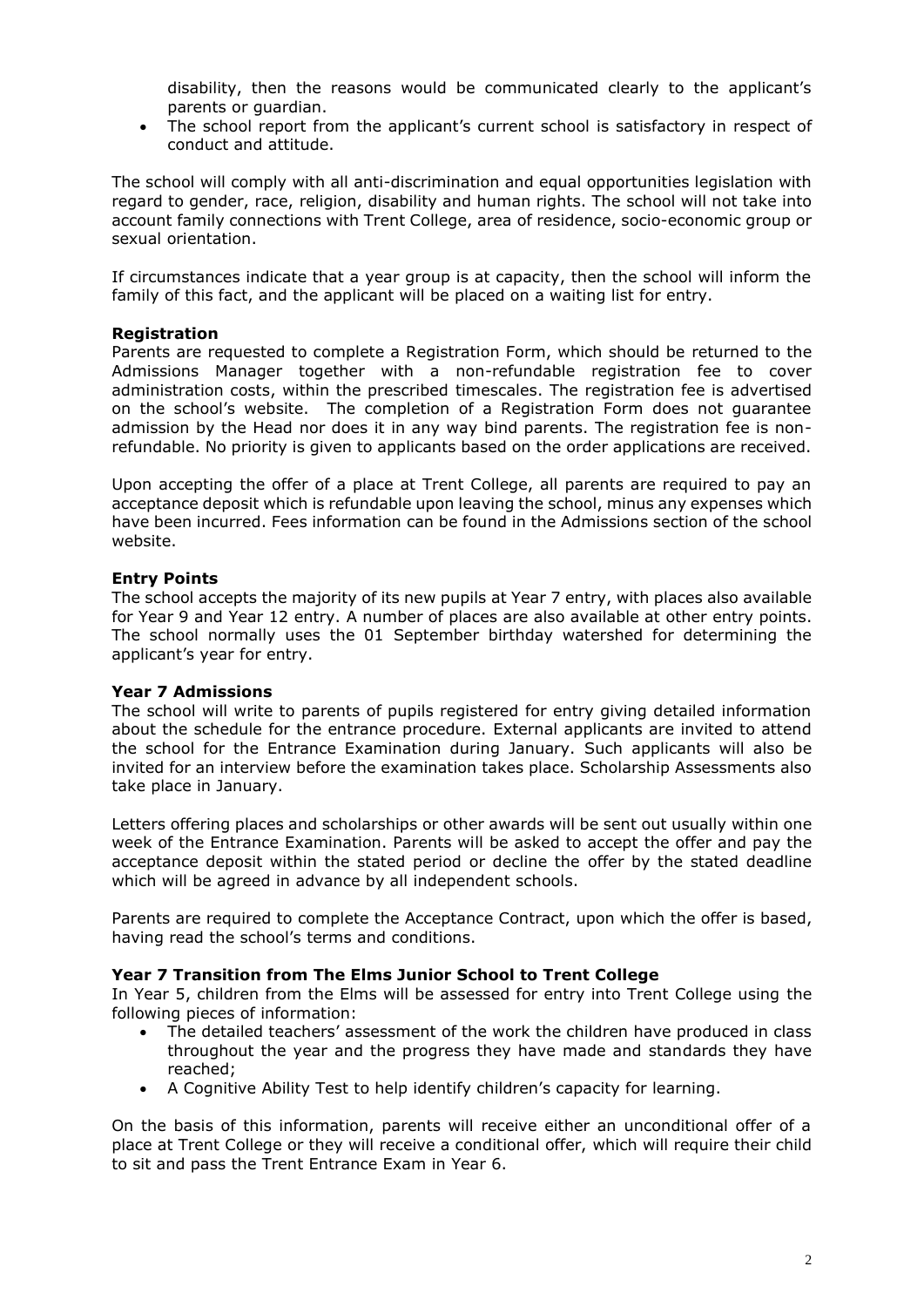disability, then the reasons would be communicated clearly to the applicant's parents or guardian.

- The school report from the applicant's current school is satisfactory in respect of conduct and attitude.

The school will comply with all anti-discrimination and equal opportunities legislation with regard to gender, race, religion, disability and human rights. The school will not take into account family connections with Trent College, area of residence, socio-economic group or sexual orientation.

If circumstances indicate that a year group is at capacity, then the school will inform the family of this fact, and the applicant will be placed on a waiting list for entry.

**Registration**

Parents are requested to complete a Registration Form, which should be returned to the Admissions Manager together with a non-refundable registration fee to cover administration costs, within the prescribed timescales. The registration fee is advertised on the school's website. The completion of a Registration Form does not guarantee admission by the Head nor does it in any way bind parents. The registration fee is non-refundable. No priority is given to applicants based on the order applications are received.

Upon accepting the offer of a place at Trent College, all parents are required to pay an acceptance deposit which is refundable upon leaving the school, minus any expenses which have been incurred. Fees information can be found in the Admissions section of the school website.

**Entry Points**

The school accepts the majority of its new pupils at Year 7 entry, with places also available for Year 9 and Year 12 entry. A number of places are also available at other entry points. The school normally uses the 01 September birthday watershed for determining the applicant's year for entry.

**Year 7 Admissions**

The school will write to parents of pupils registered for entry giving detailed information about the schedule for the entrance procedure. External applicants are invited to attend the school for the Entrance Examination during January. Such applicants will also be invited for an interview before the examination takes place. Scholarship Assessments also take place in January.

Letters offering places and scholarships or other awards will be sent out usually within one week of the Entrance Examination. Parents will be asked to accept the offer and pay the acceptance deposit within the stated period or decline the offer by the stated deadline which will be agreed in advance by all independent schools.

Parents are required to complete the Acceptance Contract, upon which the offer is based, having read the school's terms and conditions.

**Year 7 Transition from The Elms Junior School to Trent College**

In Year 5, children from the Elms will be assessed for entry into Trent College using the following pieces of information:

- The detailed teachers' assessment of the work the children have produced in class throughout the year and the progress they have made and standards they have reached;
- A Cognitive Ability Test to help identify children's capacity for learning.

On the basis of this information, parents will receive either an unconditional offer of a place at Trent College or they will receive a conditional offer, which will require their child to sit and pass the Trent Entrance Exam in Year 6.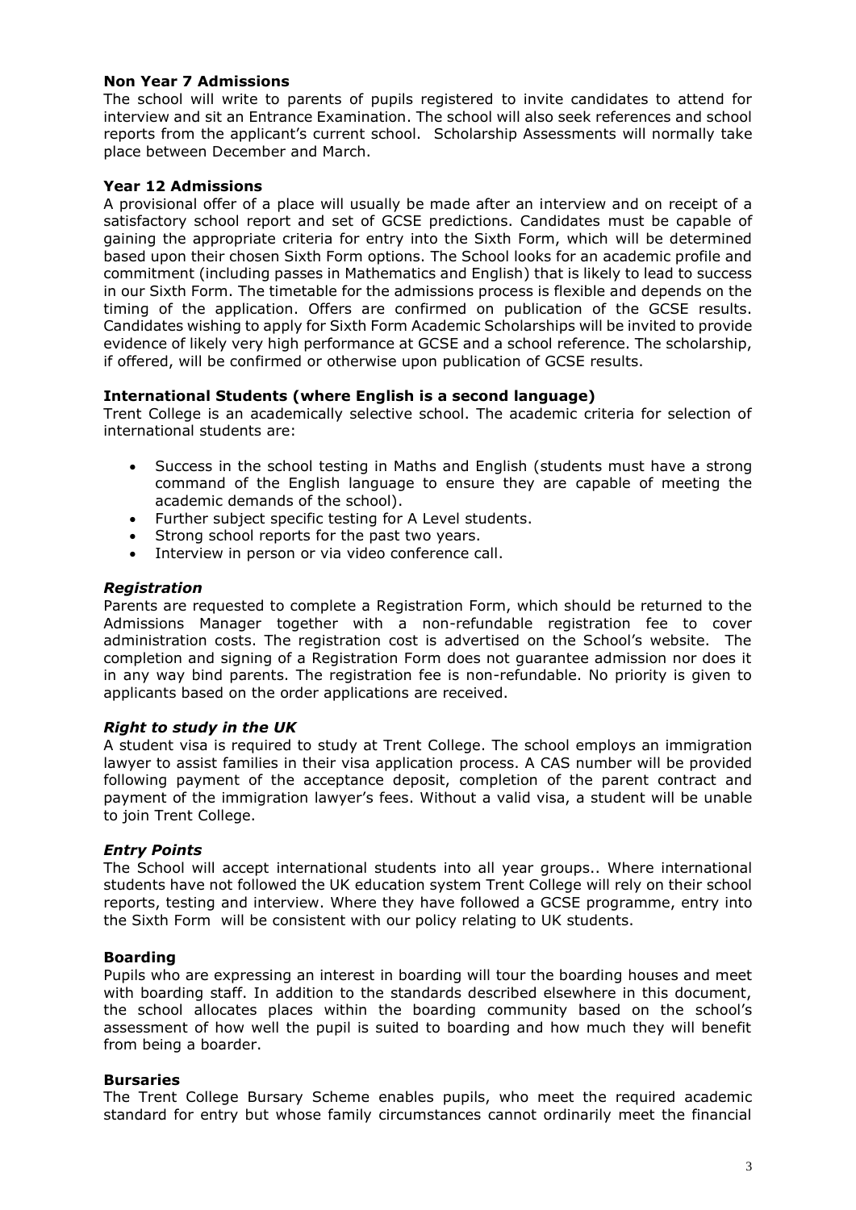**Non Year 7 Admissions**

The school will write to parents of pupils registered to invite candidates to attend for interview and sit an Entrance Examination. The school will also seek references and school reports from the applicant's current school. Scholarship Assessments will normally take place between December and March.

**Year 12 Admissions**

A provisional offer of a place will usually be made after an interview and on receipt of a satisfactory school report and set of GCSE predictions. Candidates must be capable of gaining the appropriate criteria for entry into the Sixth Form, which will be determined based upon their chosen Sixth Form options. The School looks for an academic profile and commitment (including passes in Mathematics and English) that is likely to lead to success in our Sixth Form. The timetable for the admissions process is flexible and depends on the timing of the application. Offers are confirmed on publication of the GCSE results. Candidates wishing to apply for Sixth Form Academic Scholarships will be invited to provide evidence of likely very high performance at GCSE and a school reference. The scholarship, if offered, will be confirmed or otherwise upon publication of GCSE results.

**International Students (where English is a second language)**

Trent College is an academically selective school. The academic criteria for selection of international students are:

- Success in the school testing in Maths and English (students must have a strong command of the English language to ensure they are capable of meeting the academic demands of the school).
- Further subject specific testing for A Level students.
- Strong school reports for the past two years.
- Interview in person or via video conference call.

***Registration***

Parents are requested to complete a Registration Form, which should be returned to the Admissions Manager together with a non-refundable registration fee to cover administration costs. The registration cost is advertised on the School's website. The completion and signing of a Registration Form does not guarantee admission nor does it in any way bind parents. The registration fee is non-refundable. No priority is given to applicants based on the order applications are received.

***Right to study in the UK***

A student visa is required to study at Trent College. The school employs an immigration lawyer to assist families in their visa application process. A CAS number will be provided following payment of the acceptance deposit, completion of the parent contract and payment of the immigration lawyer's fees. Without a valid visa, a student will be unable to join Trent College.

***Entry Points***

The School will accept international students into all year groups.. Where international students have not followed the UK education system Trent College will rely on their school reports, testing and interview. Where they have followed a GCSE programme, entry into the Sixth Form will be consistent with our policy relating to UK students.

**Boarding**

Pupils who are expressing an interest in boarding will tour the boarding houses and meet with boarding staff. In addition to the standards described elsewhere in this document, the school allocates places within the boarding community based on the school's assessment of how well the pupil is suited to boarding and how much they will benefit from being a boarder.

**Bursaries**

The Trent College Bursary Scheme enables pupils, who meet the required academic standard for entry but whose family circumstances cannot ordinarily meet the financial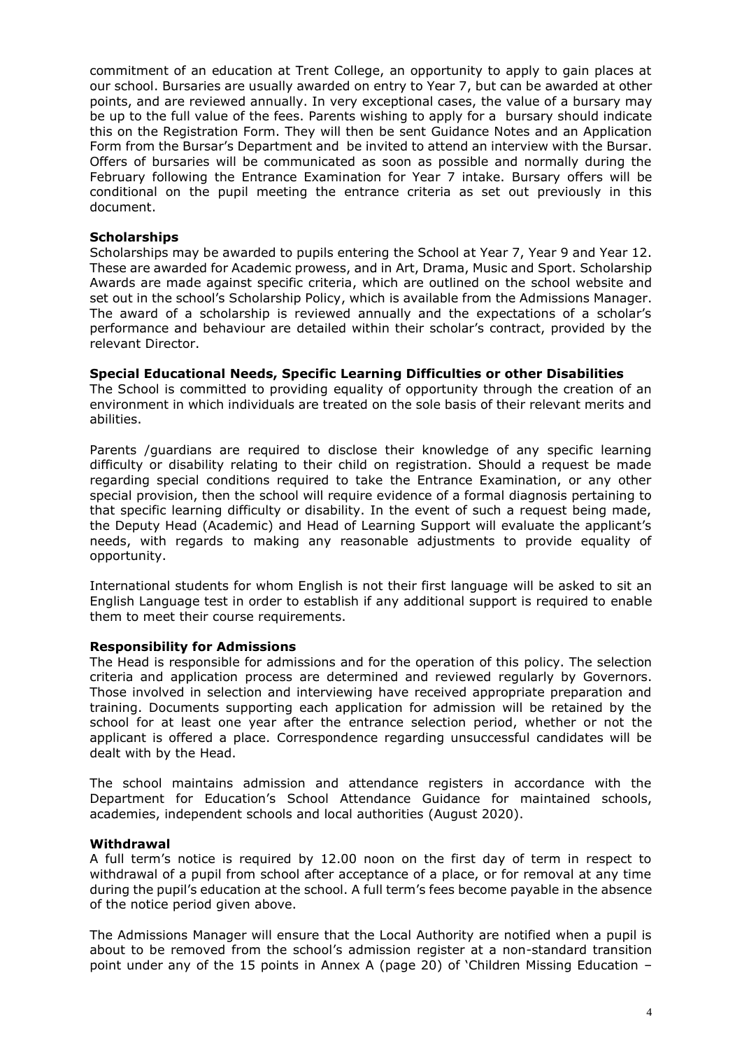commitment of an education at Trent College, an opportunity to apply to gain places at our school. Bursaries are usually awarded on entry to Year 7, but can be awarded at other points, and are reviewed annually. In very exceptional cases, the value of a bursary may be up to the full value of the fees. Parents wishing to apply for a bursary should indicate this on the Registration Form. They will then be sent Guidance Notes and an Application Form from the Bursar's Department and be invited to attend an interview with the Bursar. Offers of bursaries will be communicated as soon as possible and normally during the February following the Entrance Examination for Year 7 intake. Bursary offers will be conditional on the pupil meeting the entrance criteria as set out previously in this document.

**Scholarships**

Scholarships may be awarded to pupils entering the School at Year 7, Year 9 and Year 12. These are awarded for Academic prowess, and in Art, Drama, Music and Sport. Scholarship Awards are made against specific criteria, which are outlined on the school website and set out in the school's Scholarship Policy, which is available from the Admissions Manager. The award of a scholarship is reviewed annually and the expectations of a scholar's performance and behaviour are detailed within their scholar's contract, provided by the relevant Director.

**Special Educational Needs, Specific Learning Difficulties or other Disabilities**

The School is committed to providing equality of opportunity through the creation of an environment in which individuals are treated on the sole basis of their relevant merits and abilities.

Parents /guardians are required to disclose their knowledge of any specific learning difficulty or disability relating to their child on registration. Should a request be made regarding special conditions required to take the Entrance Examination, or any other special provision, then the school will require evidence of a formal diagnosis pertaining to that specific learning difficulty or disability. In the event of such a request being made, the Deputy Head (Academic) and Head of Learning Support will evaluate the applicant's needs, with regards to making any reasonable adjustments to provide equality of opportunity.

International students for whom English is not their first language will be asked to sit an English Language test in order to establish if any additional support is required to enable them to meet their course requirements.

**Responsibility for Admissions**

The Head is responsible for admissions and for the operation of this policy. The selection criteria and application process are determined and reviewed regularly by Governors. Those involved in selection and interviewing have received appropriate preparation and training. Documents supporting each application for admission will be retained by the school for at least one year after the entrance selection period, whether or not the applicant is offered a place. Correspondence regarding unsuccessful candidates will be dealt with by the Head.

The school maintains admission and attendance registers in accordance with the Department for Education's School Attendance Guidance for maintained schools, academies, independent schools and local authorities (August 2020).

**Withdrawal**

A full term's notice is required by 12.00 noon on the first day of term in respect to withdrawal of a pupil from school after acceptance of a place, or for removal at any time during the pupil's education at the school. A full term's fees become payable in the absence of the notice period given above.

The Admissions Manager will ensure that the Local Authority are notified when a pupil is about to be removed from the school's admission register at a non-standard transition point under any of the 15 points in Annex A (page 20) of 'Children Missing Education –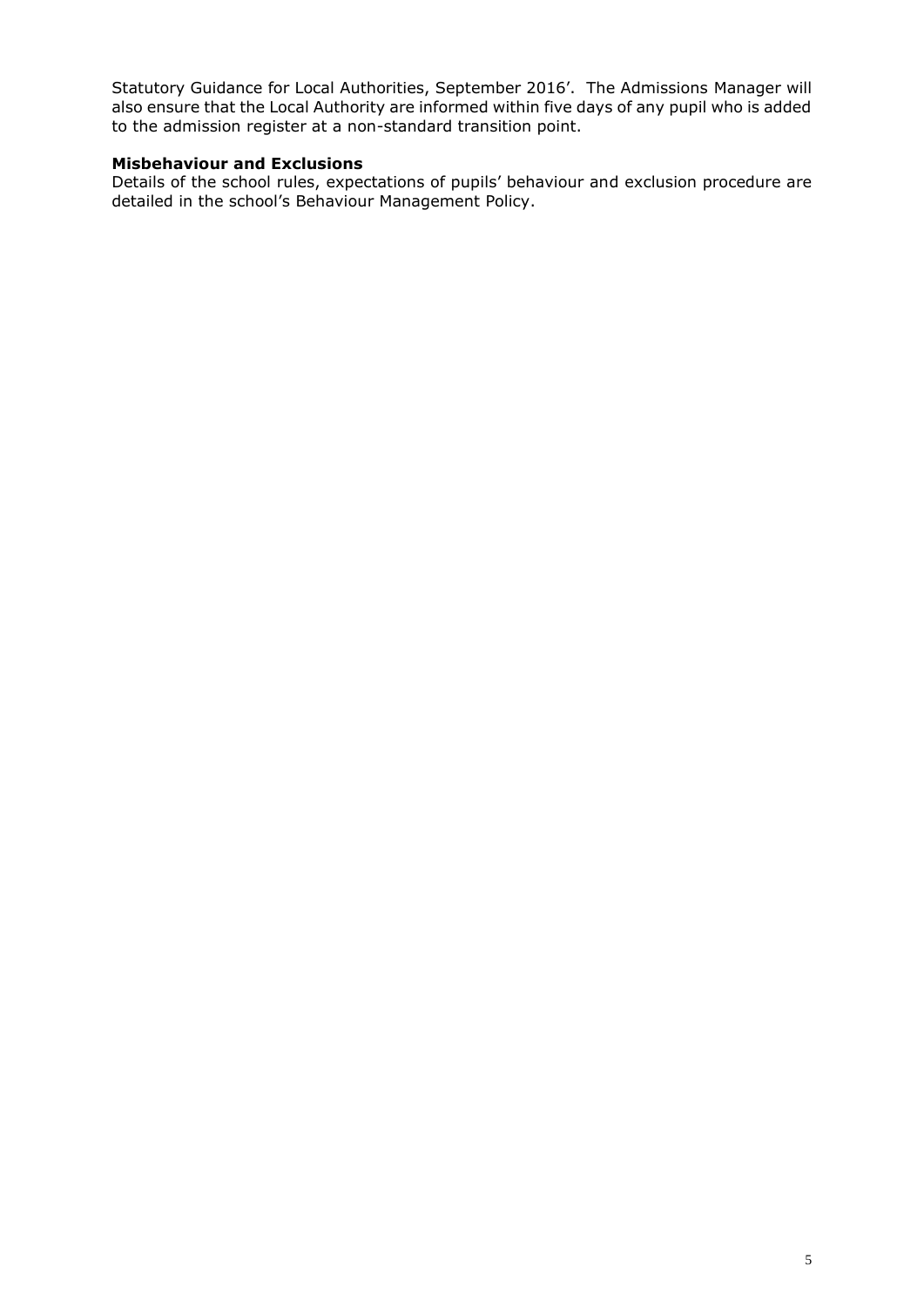Statutory Guidance for Local Authorities, September 2016'. The Admissions Manager will also ensure that the Local Authority are informed within five days of any pupil who is added to the admission register at a non-standard transition point.

**Misbehaviour and Exclusions**

Details of the school rules, expectations of pupils' behaviour and exclusion procedure are detailed in the school's Behaviour Management Policy.